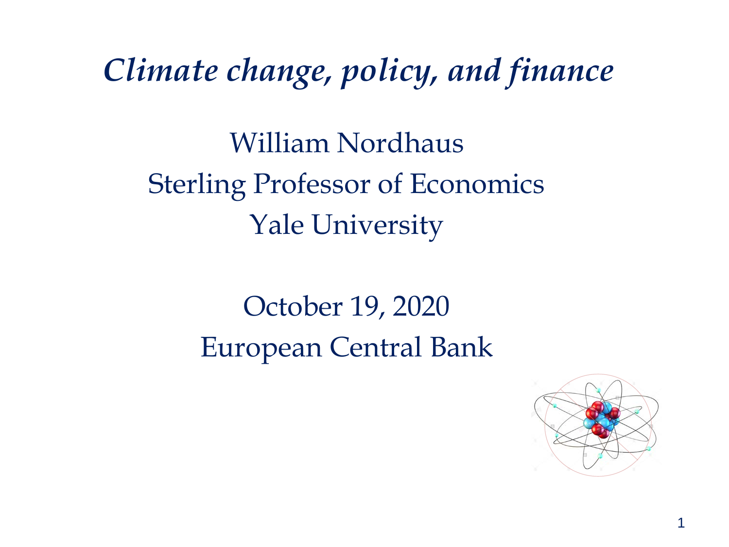# *Climate change, policy, and finance*

William Nordhaus
Sterling Professor of Economics
Yale University

October 19, 2020
European Central Bank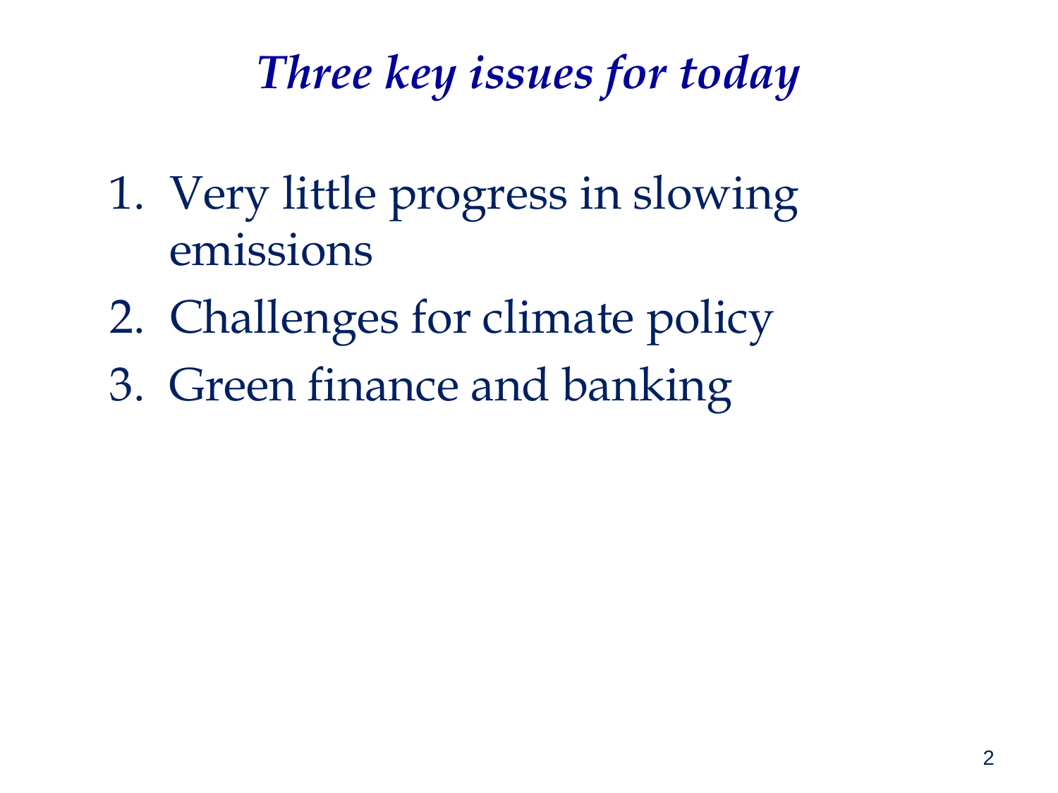# *Three key issues for today*

1. Very little progress in slowing emissions
2. Challenges for climate policy
3. Green finance and banking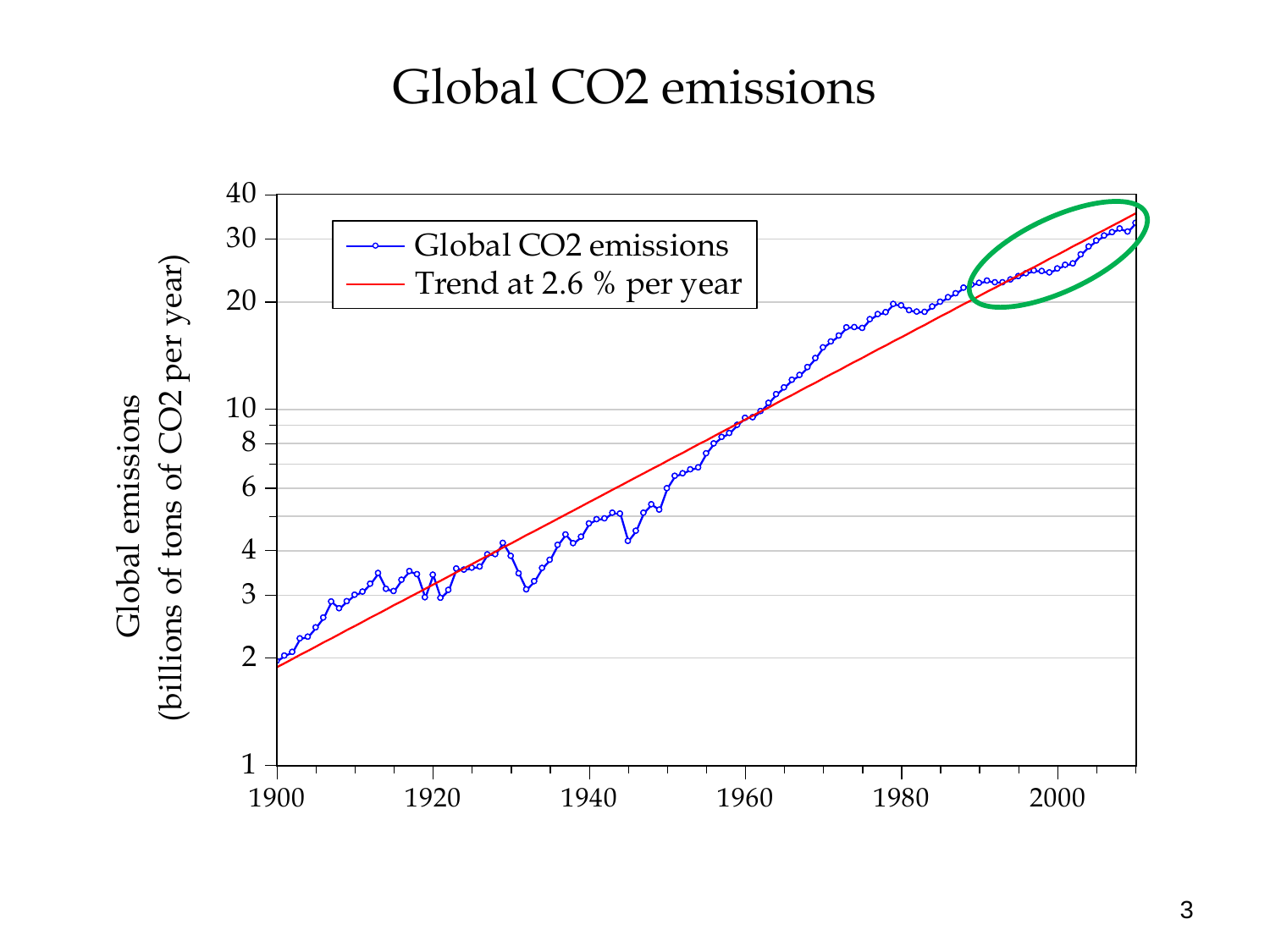# Global CO2 emissions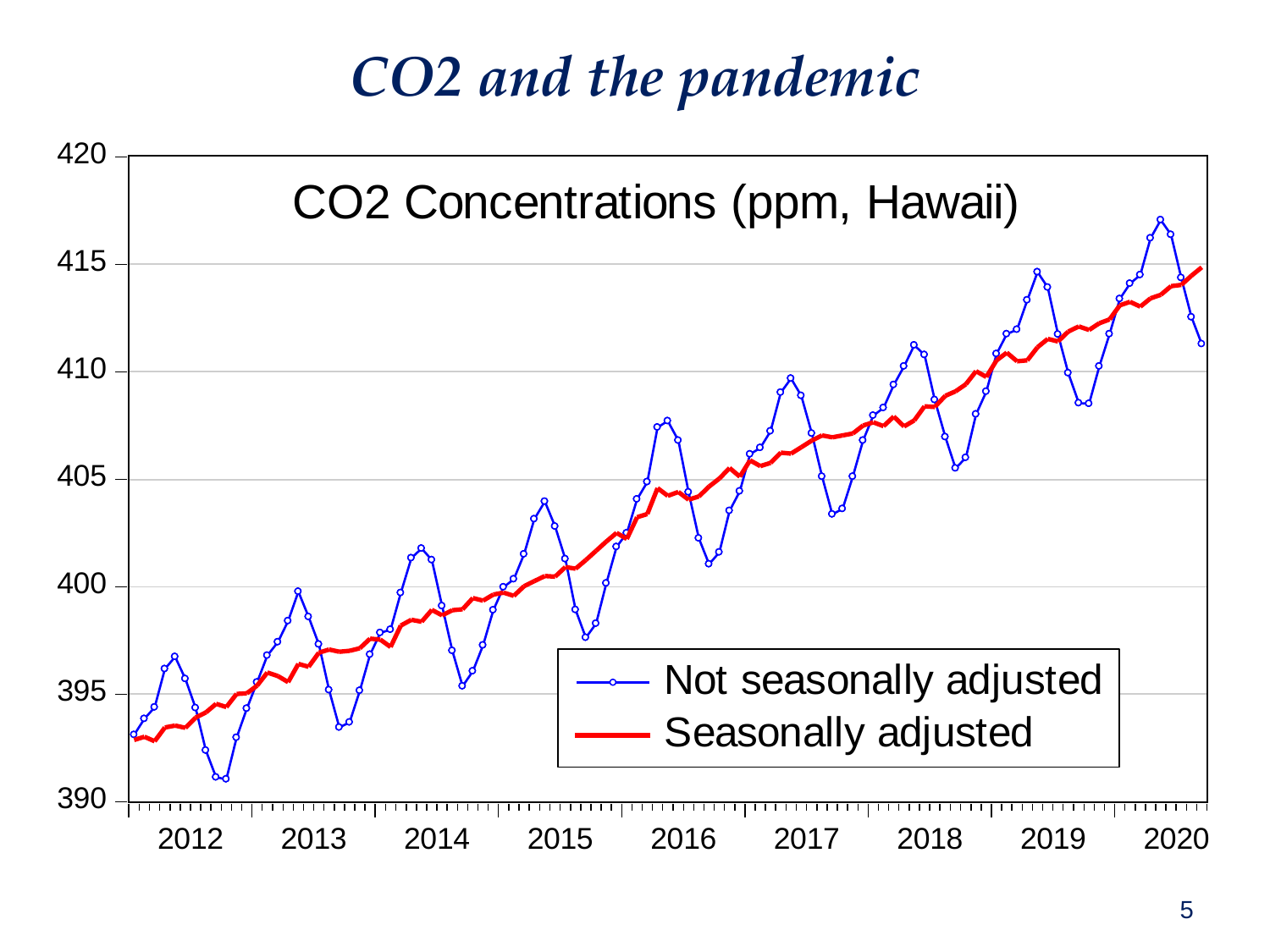# *$CO_2$ and the pandemic*

CO2 Concentrations (ppm, Hawaii)

- Not seasonally adjusted
- Seasonally adjusted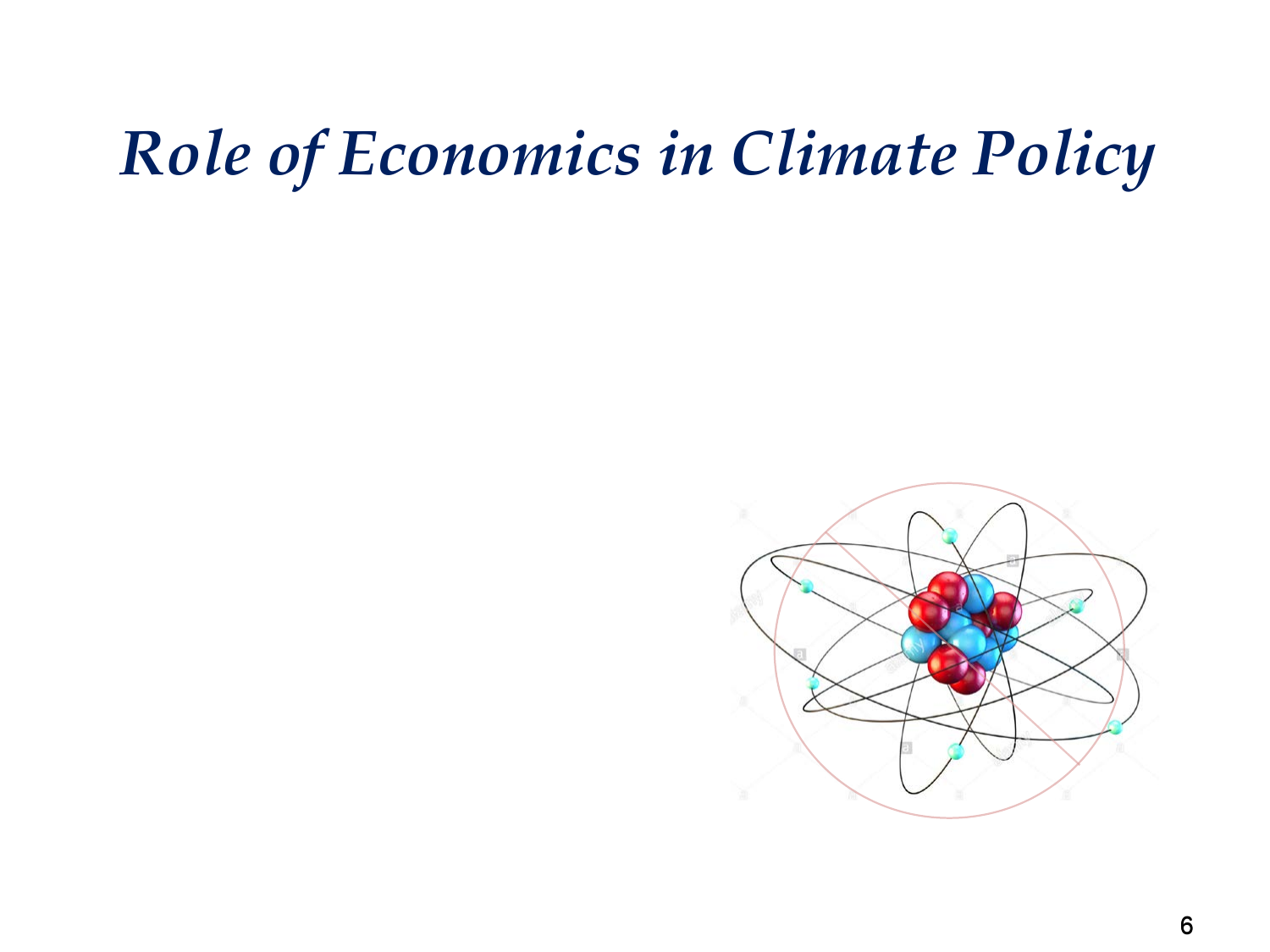# *Role of Economics in Climate Policy*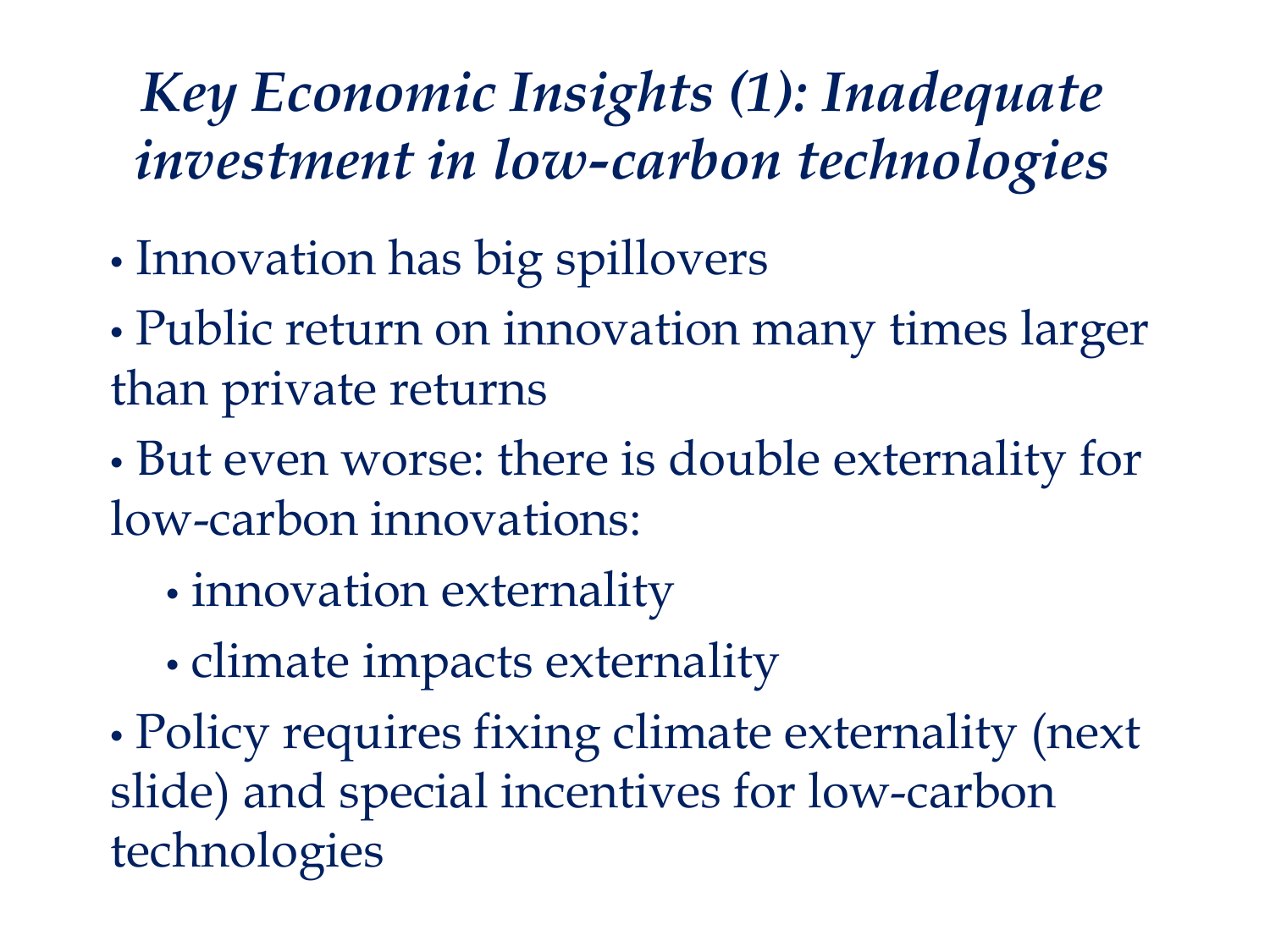# *Key Economic Insights (1): Inadequate investment in low-carbon technologies*

- Innovation has big spillovers
- Public return on innovation many times larger than private returns
- But even worse: there is double externality for low-carbon innovations:
  - innovation externality
  - climate impacts externality
- Policy requires fixing climate externality (next slide) and special incentives for low-carbon technologies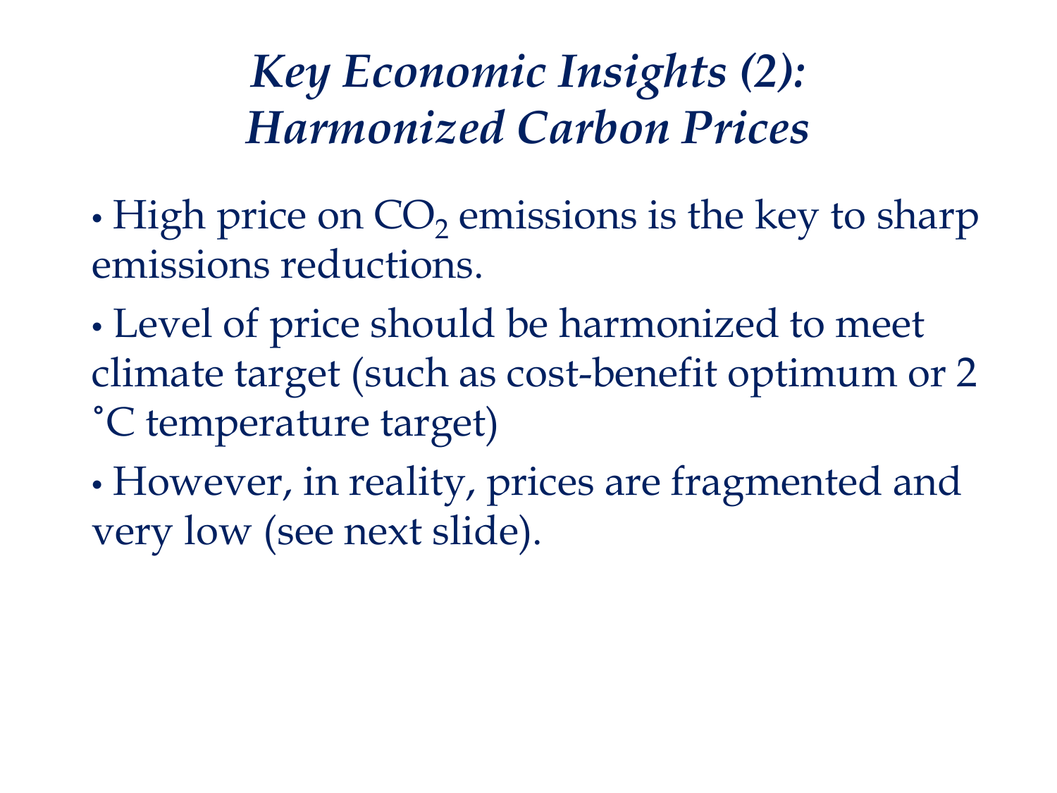# *Key Economic Insights (2): Harmonized Carbon Prices*

- High price on $CO_2$ emissions is the key to sharp emissions reductions.
- Level of price should be harmonized to meet climate target (such as cost-benefit optimum or 2 ˚C temperature target)
- However, in reality, prices are fragmented and very low (see next slide).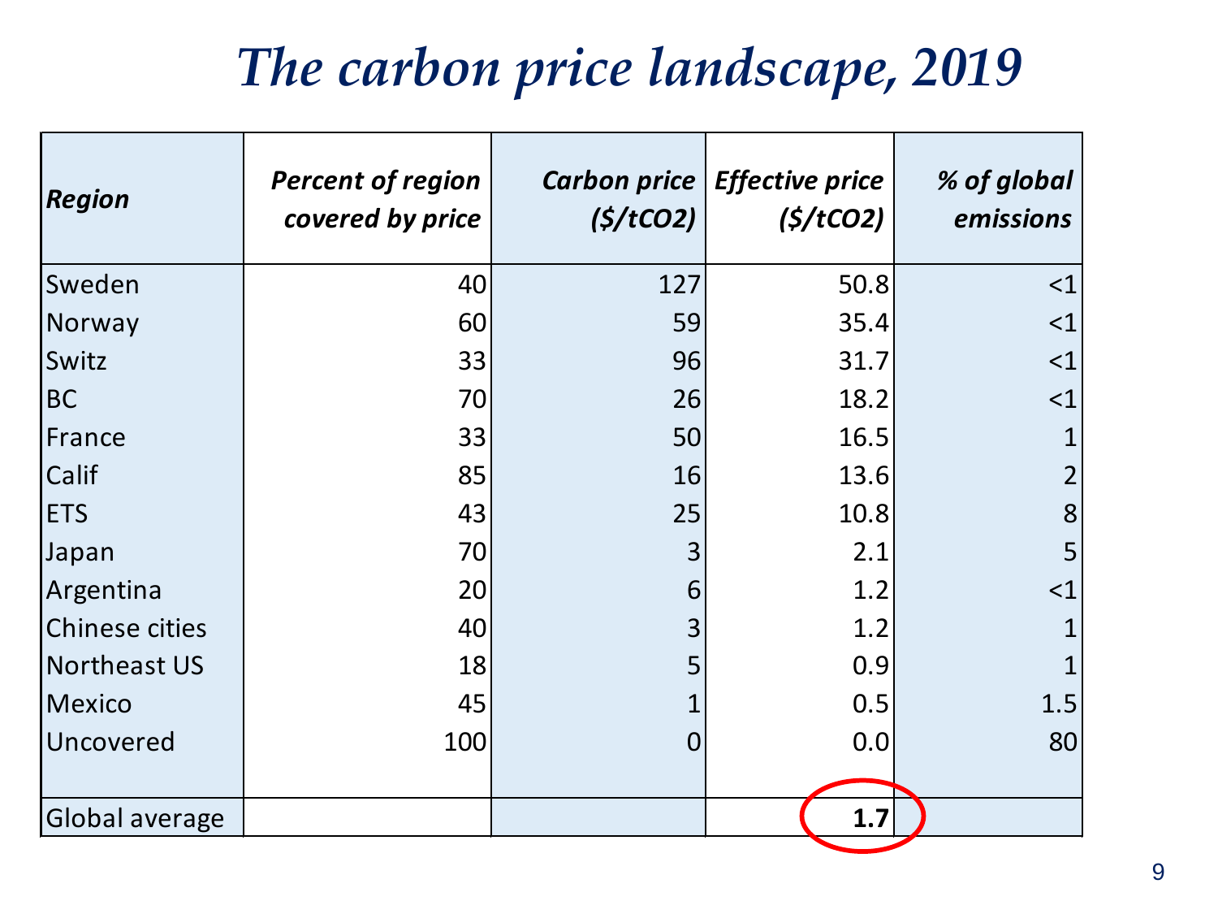# *The carbon price landscape, 2019*

| ***Region*** | ***Percent of region covered by price*** | ***Carbon price ($/tCO2)*** | ***Effective price ($/tCO2)*** | ***% of global emissions*** |
|---|---|---|---|---|
| Sweden | 40 | 127 | 50.8 | <1 |
| Norway | 60 | 59 | 35.4 | <1 |
| Switz | 33 | 96 | 31.7 | <1 |
| BC | 70 | 26 | 18.2 | <1 |
| France | 33 | 50 | 16.5 | 1 |
| Calif | 85 | 16 | 13.6 | 2 |
| ETS | 43 | 25 | 10.8 | 8 |
| Japan | 70 | 3 | 2.1 | 5 |
| Argentina | 20 | 6 | 1.2 | <1 |
| Chinese cities | 40 | 3 | 1.2 | 1 |
| Northeast US | 18 | 5 | 0.9 | 1 |
| Mexico | 45 | 1 | 0.5 | 1.5 |
| Uncovered | 100 | 0 | 0.0 | 80 |
| Global average | | | **1.7** | |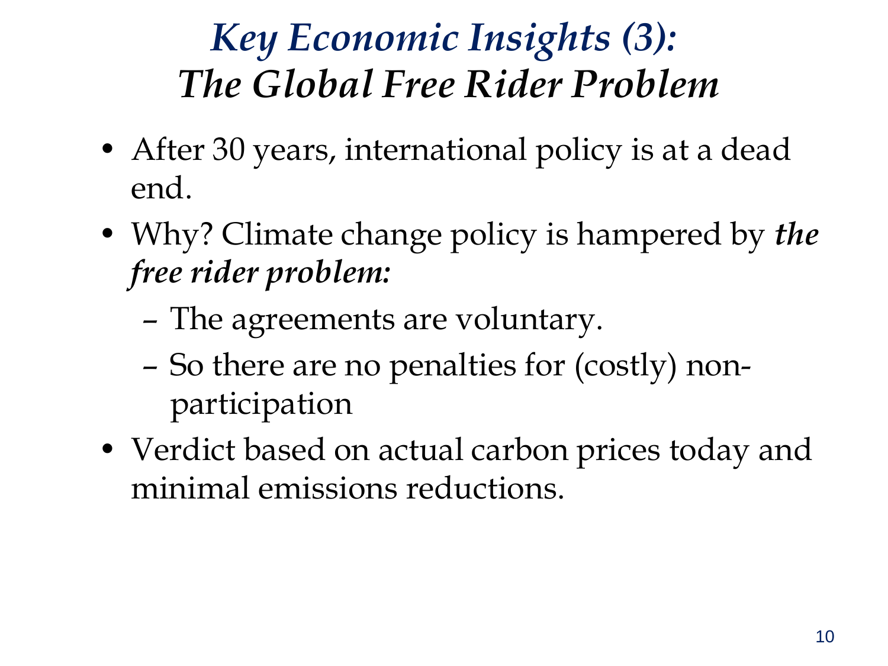# *Key Economic Insights (3):*
# ***The Global Free Rider Problem***

- After 30 years, international policy is at a dead end.
- Why? Climate change policy is hampered by ***the free rider problem:***
  - The agreements are voluntary.
  - So there are no penalties for (costly) non-participation
- Verdict based on actual carbon prices today and minimal emissions reductions.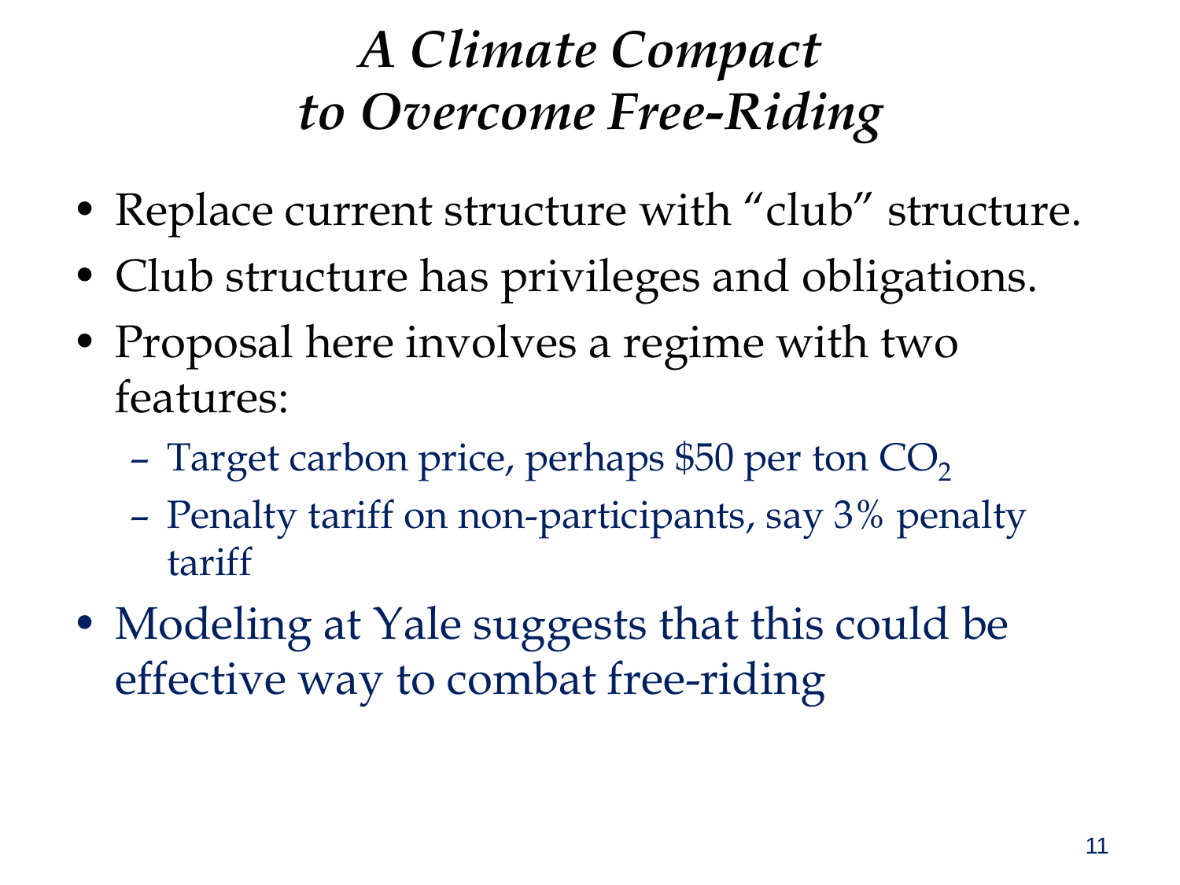# *A Climate Compact to Overcome Free-Riding*

- Replace current structure with “club” structure.
- Club structure has privileges and obligations.
- Proposal here involves a regime with two features:
  - Target carbon price, perhaps $50 per ton $CO_2$
  - Penalty tariff on non-participants, say 3% penalty tariff
- Modeling at Yale suggests that this could be effective way to combat free-riding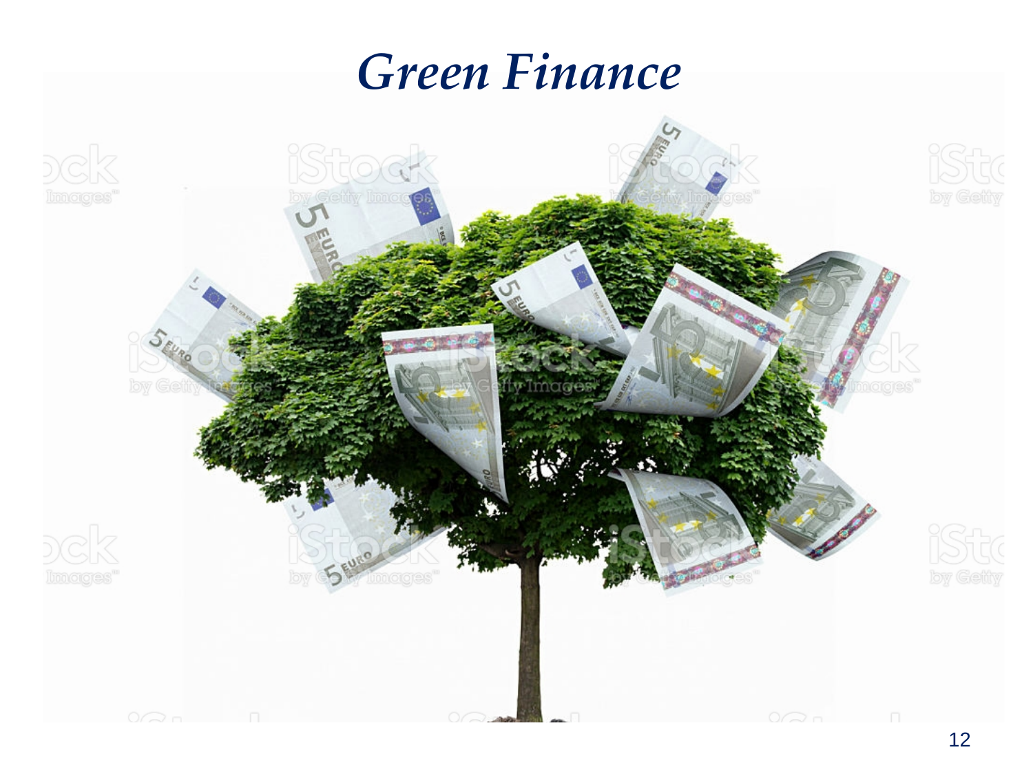# *Green Finance*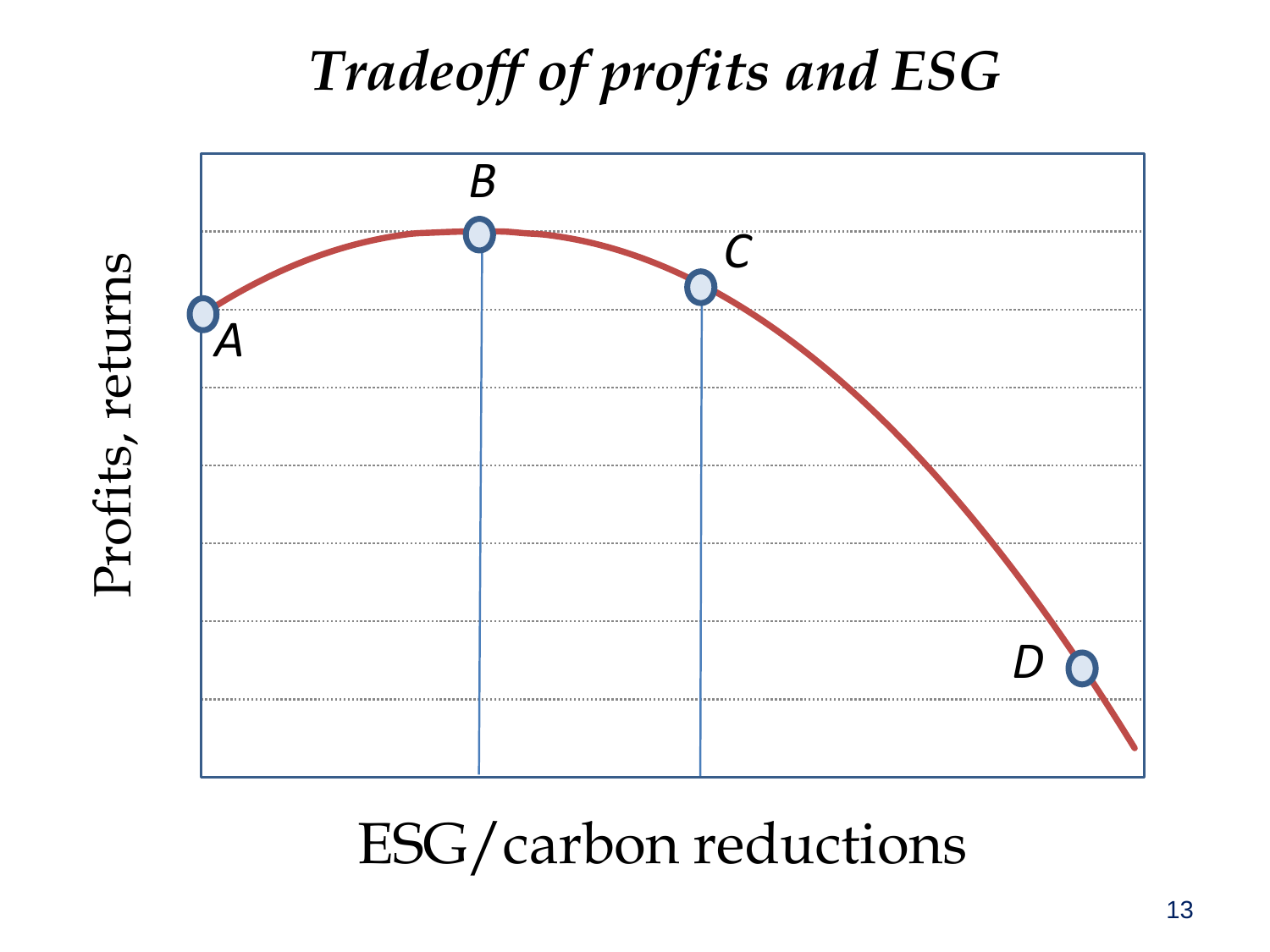# *Tradeoff of profits and ESG*

Profits, returns

A

B

C

D

ESG/carbon reductions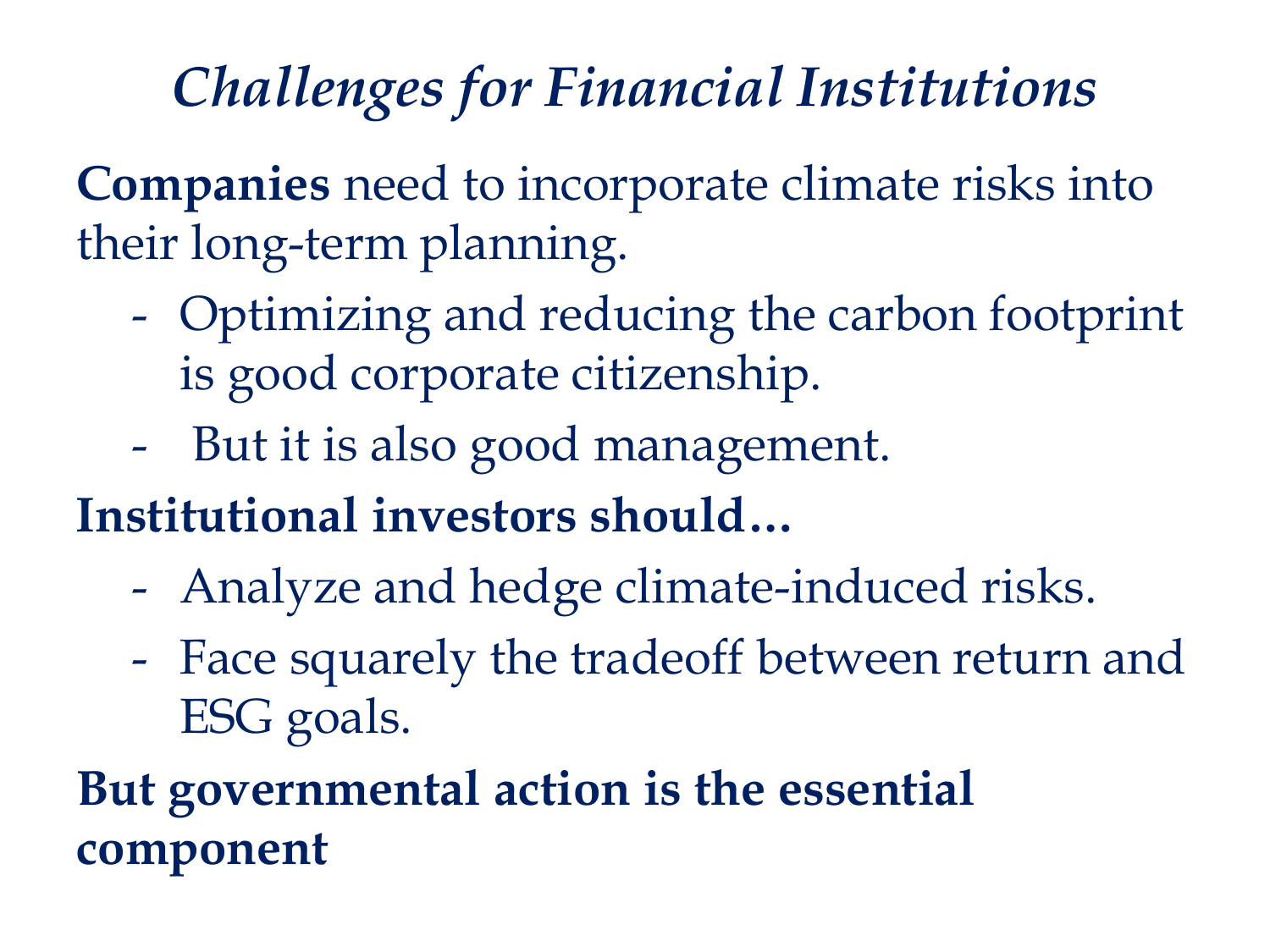# *Challenges for Financial Institutions*

**Companies** need to incorporate climate risks into their long-term planning.

- Optimizing and reducing the carbon footprint is good corporate citizenship.
- But it is also good management.

**Institutional investors should…**

- Analyze and hedge climate-induced risks.
- Face squarely the tradeoff between return and ESG goals.

**But governmental action is the essential component**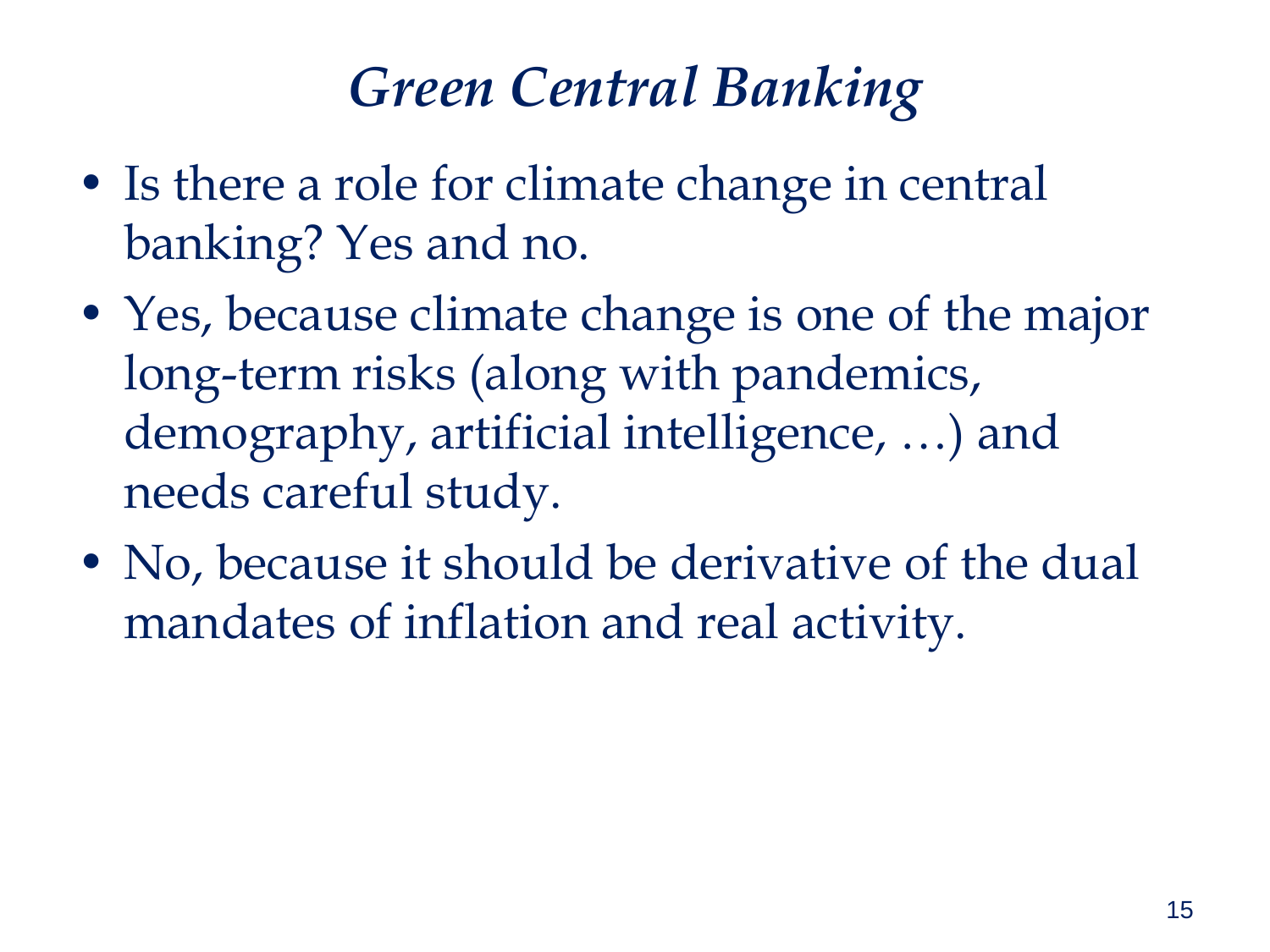# *Green Central Banking*

- Is there a role for climate change in central banking? Yes and no.
- Yes, because climate change is one of the major long-term risks (along with pandemics, demography, artificial intelligence, …) and needs careful study.
- No, because it should be derivative of the dual mandates of inflation and real activity.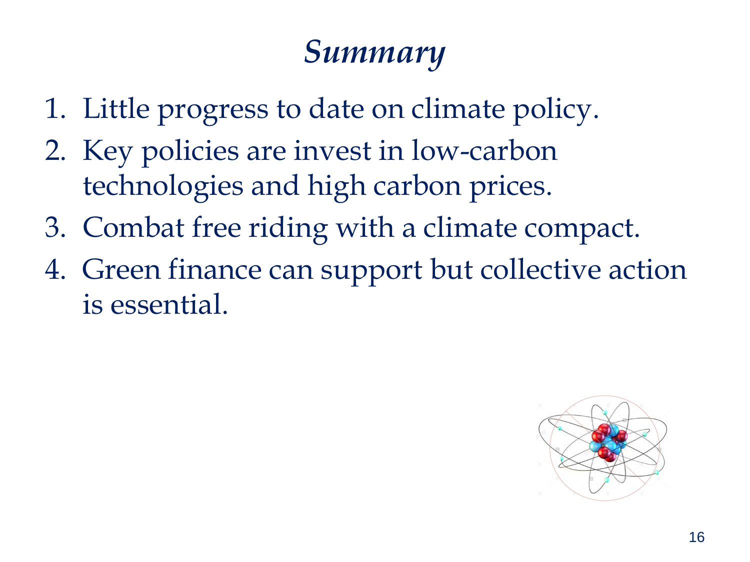# *Summary*

1. Little progress to date on climate policy.
2. Key policies are invest in low-carbon technologies and high carbon prices.
3. Combat free riding with a climate compact.
4. Green finance can support but collective action is essential.